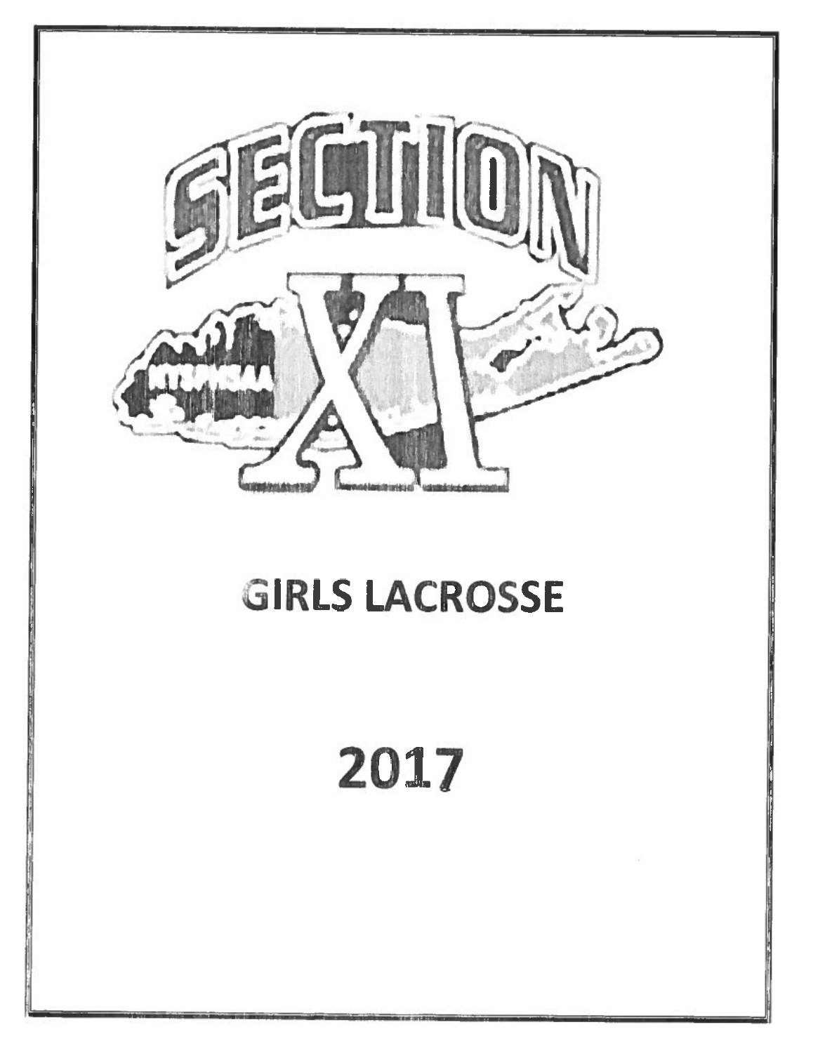SECTION XI

# GIRLS LACROSSE

# 2017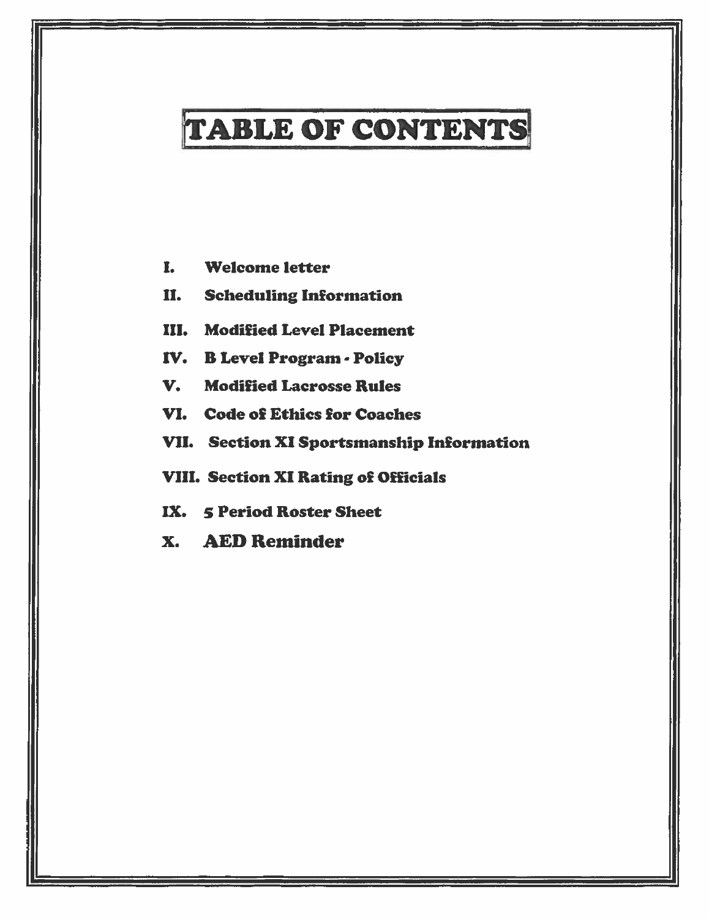# TABLE OF CONTENTS

I. Welcome letter

II. Scheduling Information

III. Modified Level Placement

IV. B Level Program - Policy

V. Modified Lacrosse Rules

VI. Code of Ethics for Coaches

VII. Section XI Sportsmanship Information

VIII. Section XI Rating of Officials

IX. 5 Period Roster Sheet

X. AED Reminder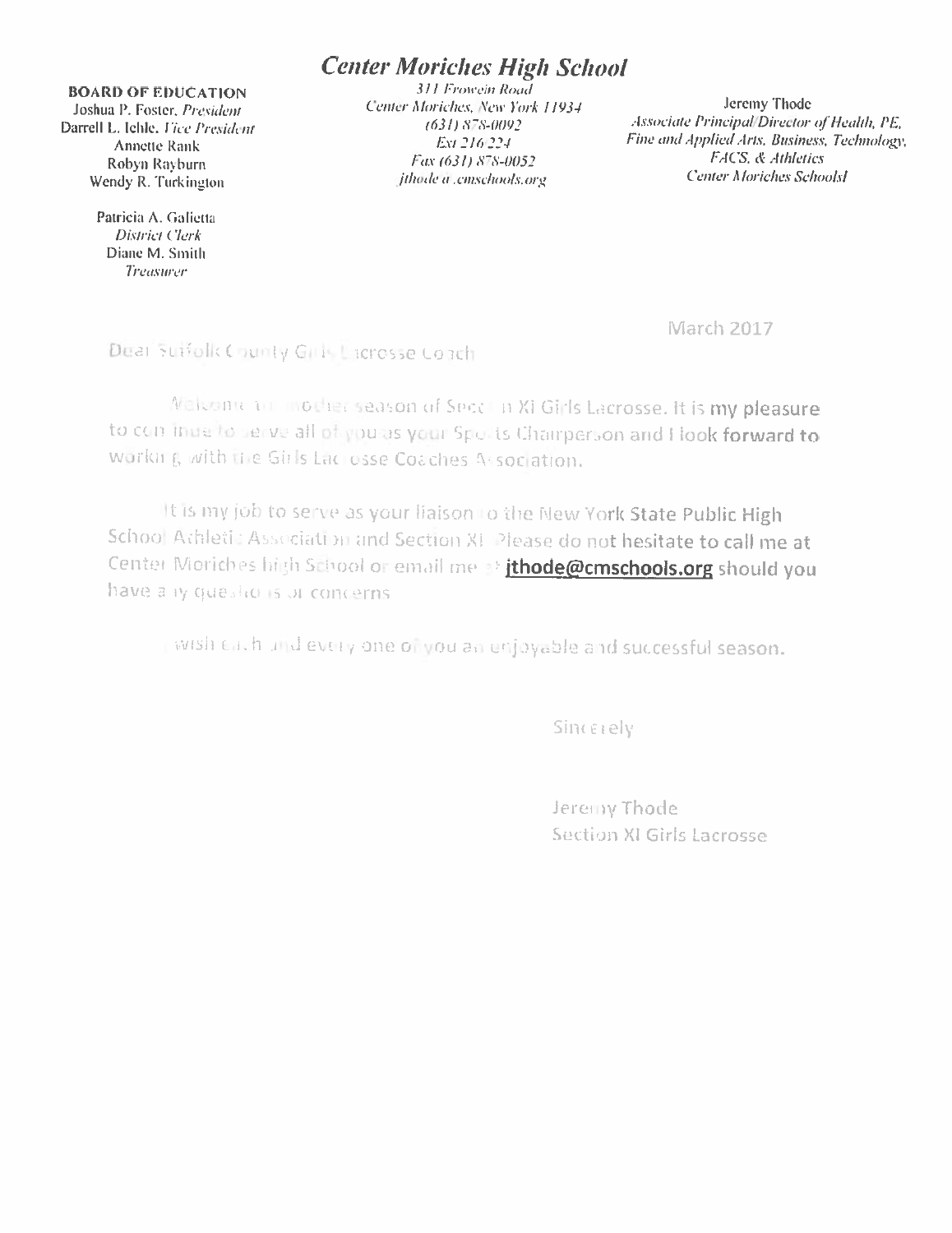# Center Moriches High School

**BOARD OF EDUCATION**
Joshua P. Foster, *President*
Darrell L. Iehle, *Vice President*
Annette Rank
Robyn Rayburn
Wendy R. Turkington

Patricia A. Galietta
*District Clerk*
Diane M. Smith
*Treasurer*

*311 Frowein Road*
*Center Moriches, New York 11934*
*(631) 878-0092*
*Ext 216/224*
*Fax (631) 878-0052*
*jthode@cmschools.org*

Jeremy Thode
*Associate Principal/Director of Health, PE, Fine and Applied Arts, Business, Technology, FACS, & Athletics*
*Center Moriches Schools*

March 2017

Dear Suffolk County Girls Lacrosse Coach

Welcome to another season of Section XI Girls Lacrosse. It is my pleasure to continue to serve all of you as your Sports Chairperson and I look forward to working with the Girls Lacrosse Coaches Association.

It is my job to serve as your liaison to the New York State Public High School Athletic Association and Section XI. Please do not hesitate to call me at Center Moriches high School or email me at **jthode@cmschools.org** should you have any questions or concerns

I wish each and every one of you an enjoyable and successful season.

Sincerely

Jeremy Thode
Section XI Girls Lacrosse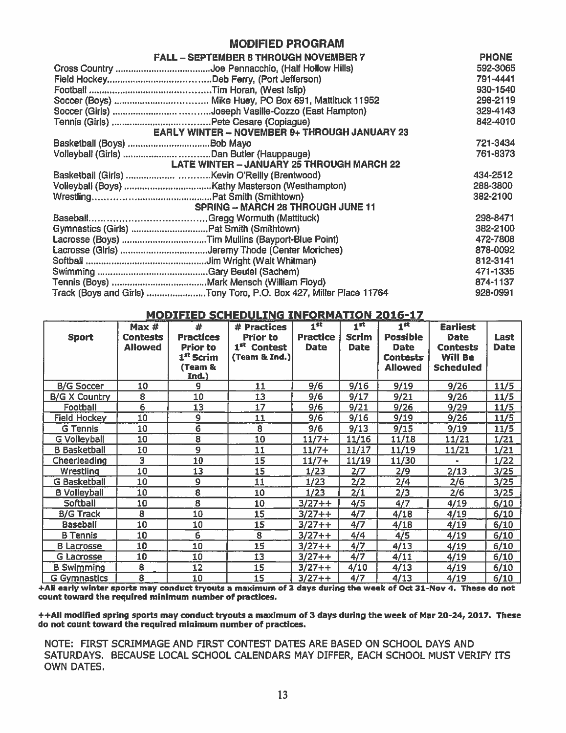## MODIFIED PROGRAM

| | | PHONE |
|---|---|---|
| **FALL – SEPTEMBER 8 THROUGH NOVEMBER 7** | | |
| Cross Country | Joe Pennacchio, (Half Hollow Hills) | 592-3065 |
| Field Hockey | Deb Ferry, (Port Jefferson) | 791-4441 |
| Football | Tim Horan, (West Islip) | 930-1540 |
| Soccer (Boys) | Mike Huey, PO Box 691, Mattituck 11952 | 298-2119 |
| Soccer (Girls) | Joseph Vasille-Cozzo (East Hampton) | 329-4143 |
| Tennis (Girls) | Pete Cesare (Copiague) | 842-4010 |
| **EARLY WINTER – NOVEMBER 9+ THROUGH JANUARY 23** | | |
| Basketball (Boys) | Bob Mayo | 721-3434 |
| Volleyball (Girls) | Dan Butler (Hauppauge) | 761-8373 |
| **LATE WINTER – JANUARY 25 THROUGH MARCH 22** | | |
| Basketball (Girls) | Kevin O'Reilly (Brentwood) | 434-2512 |
| Volleyball (Boys) | Kathy Masterson (Westhampton) | 288-3800 |
| Wrestling | Pat Smith (Smithtown) | 382-2100 |
| **SPRING – MARCH 28 THROUGH JUNE 11** | | |
| Baseball | Gregg Wormuth (Mattituck) | 298-8471 |
| Gymnastics (Girls) | Pat Smith (Smithtown) | 382-2100 |
| Lacrosse (Boys) | Tim Mullins (Bayport-Blue Point) | 472-7808 |
| Lacrosse (Girls) | Jeremy Thode (Center Moriches) | 878-0092 |
| Softball | Jim Wright (Walt Whitman) | 812-3141 |
| Swimming | Gary Beutel (Sachem) | 471-1335 |
| Tennis (Boys) | Mark Mensch (William Floyd) | 874-1137 |
| Track (Boys and Girls) | Tony Toro, P.O. Box 427, Miller Place 11764 | 928-0991 |

## MODIFIED SCHEDULING INFORMATION 2016-17

| Sport | Max # Contests Allowed | # Practices Prior to 1st Scrim (Team & Ind.) | # Practices Prior to 1st Contest (Team & Ind.) | 1st Practice Date | 1st Scrim Date | 1st Possible Date Contests Allowed | Earliest Date Contests Will Be Scheduled | Last Date |
|---|---|---|---|---|---|---|---|---|
| B/G Soccer | 10 | 9 | 11 | 9/6 | 9/16 | 9/19 | 9/26 | 11/5 |
| B/G X Country | 8 | 10 | 13 | 9/6 | 9/17 | 9/21 | 9/26 | 11/5 |
| Football | 6 | 13 | 17 | 9/6 | 9/21 | 9/26 | 9/29 | 11/5 |
| Field Hockey | 10 | 9 | 11 | 9/6 | 9/16 | 9/19 | 9/26 | 11/5 |
| G Tennis | 10 | 6 | 8 | 9/6 | 9/13 | 9/15 | 9/19 | 11/5 |
| G Volleyball | 10 | 8 | 10 | 11/7+ | 11/16 | 11/18 | 11/21 | 1/21 |
| B Basketball | 10 | 9 | 11 | 11/7+ | 11/17 | 11/19 | 11/21 | 1/21 |
| Cheerleading | 3 | 10 | 15 | 11/7+ | 11/19 | 11/30 | - | 1/22 |
| Wrestling | 10 | 13 | 15 | 1/23 | 2/7 | 2/9 | 2/13 | 3/25 |
| G Basketball | 10 | 9 | 11 | 1/23 | 2/2 | 2/4 | 2/6 | 3/25 |
| B Volleyball | 10 | 8 | 10 | 1/23 | 2/1 | 2/3 | 2/6 | 3/25 |
| Softball | 10 | 8 | 10 | 3/27++ | 4/5 | 4/7 | 4/19 | 6/10 |
| B/G Track | 8 | 10 | 15 | 3/27++ | 4/7 | 4/18 | 4/19 | 6/10 |
| Baseball | 10 | 10 | 15 | 3/27++ | 4/7 | 4/18 | 4/19 | 6/10 |
| B Tennis | 10 | 6 | 8 | 3/27++ | 4/4 | 4/5 | 4/19 | 6/10 |
| B Lacrosse | 10 | 10 | 15 | 3/27++ | 4/7 | 4/13 | 4/19 | 6/10 |
| G Lacrosse | 10 | 10 | 13 | 3/27++ | 4/7 | 4/11 | 4/19 | 6/10 |
| B Swimming | 8 | 12 | 15 | 3/27++ | 4/10 | 4/13 | 4/19 | 6/10 |
| G Gymnastics | 8 | 10 | 15 | 3/27++ | 4/7 | 4/13 | 4/19 | 6/10 |

**+All early winter sports may conduct tryouts a maximum of 3 days during the week of Oct 31-Nov 4. These do not count toward the required minimum number of practices.**

**++All modified spring sports may conduct tryouts a maximum of 3 days during the week of Mar 20-24, 2017. These do not count toward the required minimum number of practices.**

NOTE: FIRST SCRIMMAGE AND FIRST CONTEST DATES ARE BASED ON SCHOOL DAYS AND SATURDAYS. BECAUSE LOCAL SCHOOL CALENDARS MAY DIFFER, EACH SCHOOL MUST VERIFY ITS OWN DATES.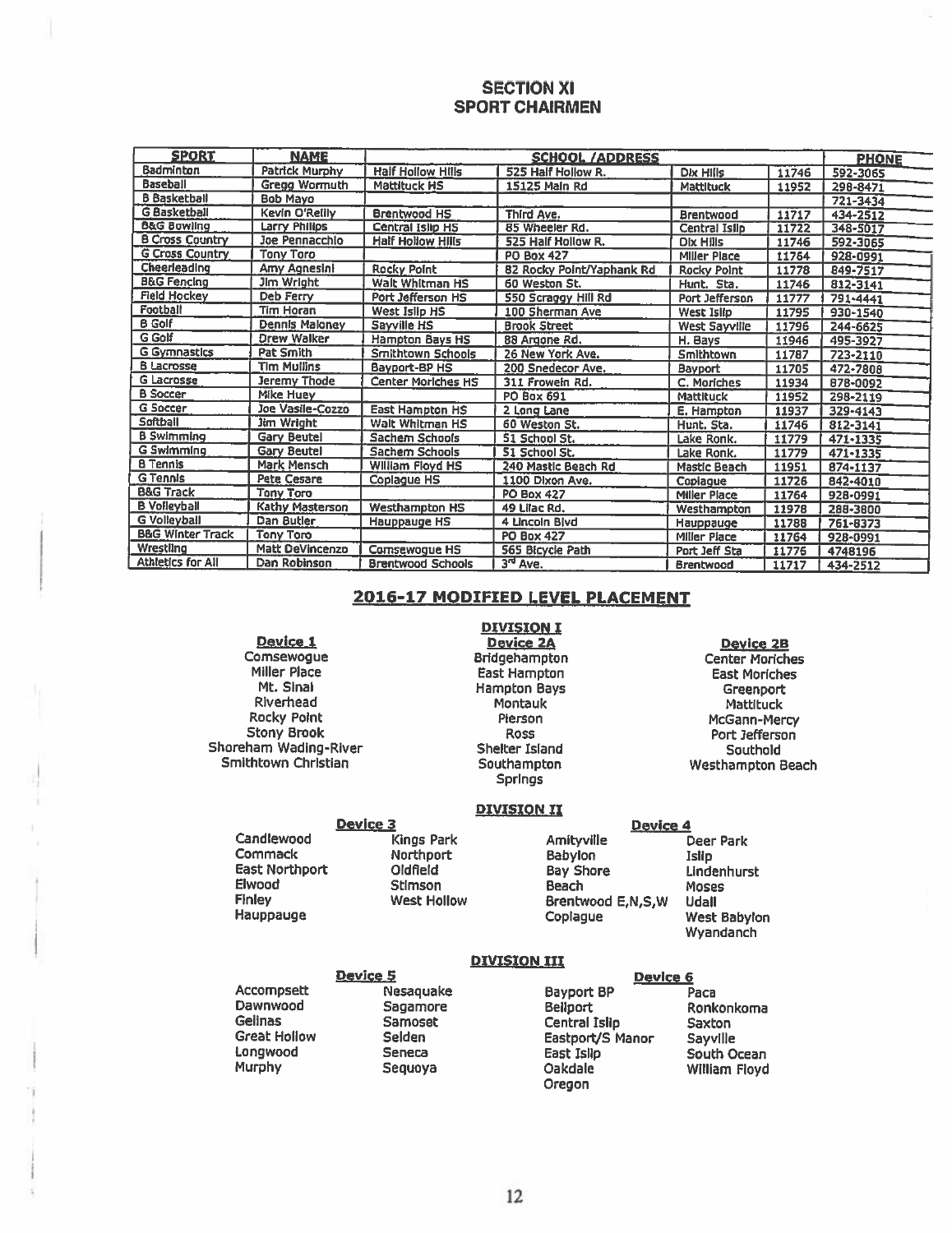# SECTION XI
## SPORT CHAIRMEN

| SPORT | NAME | SCHOOL /ADDRESS | | | | PHONE |
|---|---|---|---|---|---|---|
| Badminton | Patrick Murphy | Half Hollow Hills | 525 Half Hollow R. | Dix Hills | 11746 | 592-3065 |
| Baseball | Gregg Wormuth | Mattituck HS | 15125 Main Rd | Mattituck | 11952 | 298-8471 |
| B Basketball | Bob Mayo | | | | | 721-3434 |
| G Basketball | Kevin O'Reilly | Brentwood HS | Third Ave. | Brentwood | 11717 | 434-2512 |
| B&G Bowling | Larry Philips | Central Islip HS | 85 Wheeler Rd. | Central Islip | 11722 | 348-5017 |
| B Cross Country | Joe Pennacchio | Half Hollow Hills | 525 Half Hollow R. | Dix Hills | 11746 | 592-3065 |
| G Cross Country | Tony Toro | | PO Box 427 | Miller Place | 11764 | 928-0991 |
| Cheerleading | Amy Agnesini | Rocky Point | 82 Rocky Point/Yaphank Rd | Rocky Point | 11778 | 849-7517 |
| B&G Fencing | Jim Wright | Walt Whitman HS | 60 Weston St. | Hunt. Sta. | 11746 | 812-3141 |
| Field Hockey | Deb Ferry | Port Jefferson HS | 550 Scraggy Hill Rd | Port Jefferson | 11777 | 791-4441 |
| Football | Tim Horan | West Islip HS | 100 Sherman Ave | West Islip | 11795 | 930-1540 |
| B Golf | Dennis Maloney | Sayville HS | Brook Street | West Sayville | 11796 | 244-6625 |
| G Golf | Drew Walker | Hampton Bays HS | 88 Argone Rd. | H. Bays | 11946 | 495-3927 |
| G Gymnastics | Pat Smith | Smithtown Schools | 26 New York Ave. | Smithtown | 11787 | 723-2110 |
| B Lacrosse | Tim Mullins | Bayport-BP HS | 200 Snedecor Ave. | Bayport | 11705 | 472-7808 |
| G Lacrosse | Jeremy Thode | Center Moriches HS | 311 Frowein Rd. | C. Moriches | 11934 | 878-0092 |
| B Soccer | Mike Huey | | PO Box 691 | Mattituck | 11952 | 298-2119 |
| G Soccer | Joe Vasile-Cozzo | East Hampton HS | 2 Long Lane | E. Hampton | 11937 | 329-4143 |
| Softball | Jim Wright | Walt Whitman HS | 60 Weston St. | Hunt. Sta. | 11746 | 812-3141 |
| B Swimming | Gary Beutel | Sachem Schools | 51 School St. | Lake Ronk. | 11779 | 471-1335 |
| G Swimming | Gary Beutel | Sachem Schools | 51 School St. | Lake Ronk. | 11779 | 471-1335 |
| B Tennis | Mark Mensch | William Floyd HS | 240 Mastic Beach Rd | Mastic Beach | 11951 | 874-1137 |
| G Tennis | Pete Cesare | Copiague HS | 1100 Dixon Ave. | Copiague | 11726 | 842-4010 |
| B&G Track | Tony Toro | | PO Box 427 | Miller Place | 11764 | 928-0991 |
| B Volleyball | Kathy Masterson | Westhampton HS | 49 Lilac Rd. | Westhampton | 11978 | 288-3800 |
| G Volleyball | Dan Butler | Hauppauge HS | 4 Lincoln Blvd | Hauppauge | 11788 | 761-8373 |
| B&G Winter Track | Tony Toro | | PO Box 427 | Miller Place | 11764 | 928-0991 |
| Wrestling | Matt DeVincenzo | Comsewogue HS | 565 Bicycle Path | Port Jeff Sta | 11776 | 4748196 |
| Athletics for All | Dan Robinson | Brentwood Schools | 3rd Ave. | Brentwood | 11717 | 434-2512 |

## 2016-17 MODIFIED LEVEL PLACEMENT

### DIVISION I

**Device 1**
Comsewogue
Miller Place
Mt. Sinai
Riverhead
Rocky Point
Stony Brook
Shoreham Wading-River
Smithtown Christian

**Device 2A**
Bridgehampton
East Hampton
Hampton Bays
Montauk
Pierson
Ross
Shelter Island
Southampton
Springs

**Device 2B**
Center Moriches
East Moriches
Greenport
Mattituck
McGann-Mercy
Port Jefferson
Southold
Westhampton Beach

### DIVISION II

**Device 3**
Candlewood
Commack
East Northport
Elwood
Finley
Hauppauge
Kings Park
Northport
Oldfield
Stimson
West Hollow

**Device 4**
Amityville
Babylon
Bay Shore
Beach
Brentwood E,N,S,W
Copiague
Deer Park
Islip
Lindenhurst
Moses
Udall
West Babylon
Wyandanch

### DIVISION III

**Device 5**
Accompsett
Dawnwood
Gelinas
Great Hollow
Longwood
Murphy
Nesaquake
Sagamore
Samoset
Selden
Seneca
Sequoya

**Device 6**
Bayport BP
Bellport
Central Islip
Eastport/S Manor
East Islip
Oakdale
Oregon
Paca
Ronkonkoma
Saxton
Sayville
South Ocean
William Floyd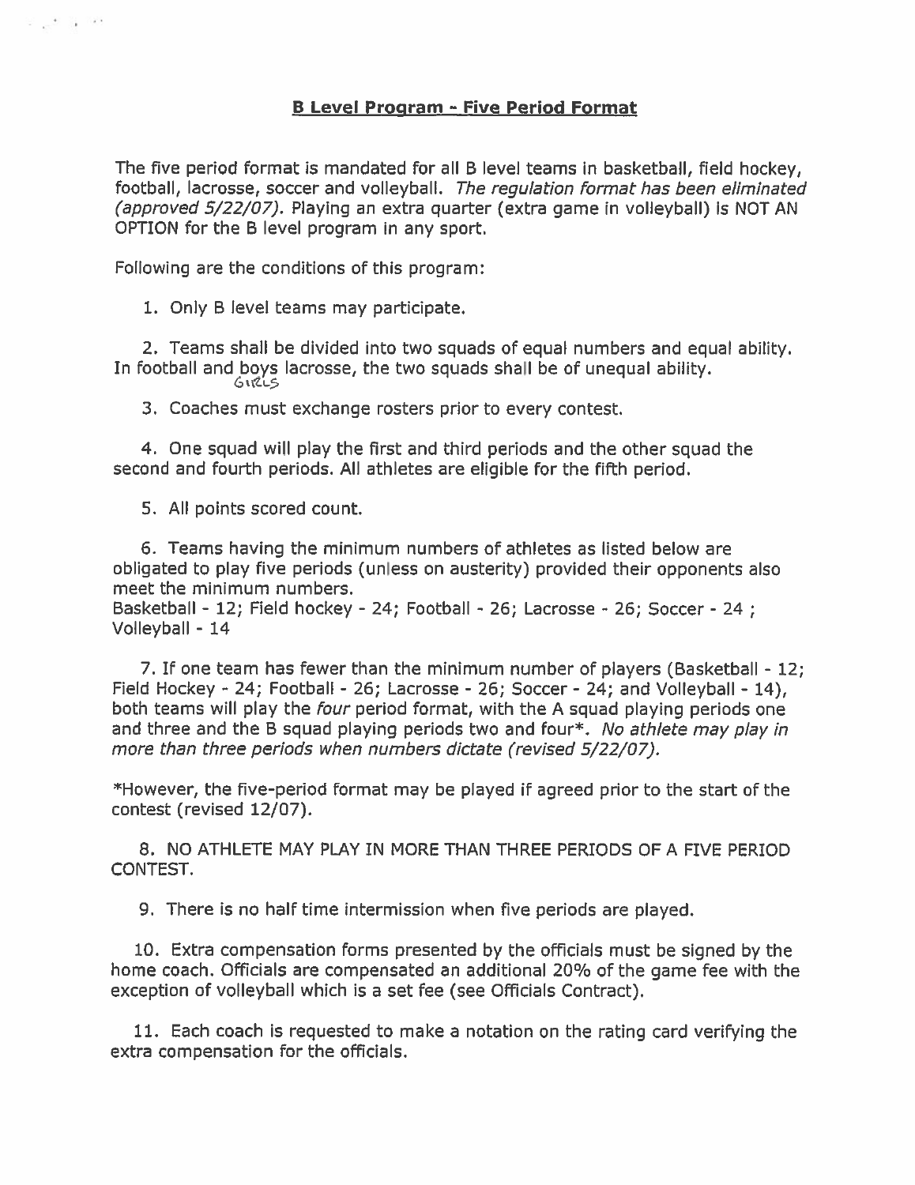## B Level Program - Five Period Format

The five period format is mandated for all B level teams in basketball, field hockey, football, lacrosse, soccer and volleyball. *The regulation format has been eliminated (approved 5/22/07).* Playing an extra quarter (extra game in volleyball) is NOT AN OPTION for the B level program in any sport.

Following are the conditions of this program:

1. Only B level teams may participate.

2. Teams shall be divided into two squads of equal numbers and equal ability. In football and boys (GIRLS) lacrosse, the two squads shall be of unequal ability.

3. Coaches must exchange rosters prior to every contest.

4. One squad will play the first and third periods and the other squad the second and fourth periods. All athletes are eligible for the fifth period.

5. All points scored count.

6. Teams having the minimum numbers of athletes as listed below are obligated to play five periods (unless on austerity) provided their opponents also meet the minimum numbers.
Basketball - 12; Field hockey - 24; Football - 26; Lacrosse - 26; Soccer - 24 ; Volleyball - 14

7. If one team has fewer than the minimum number of players (Basketball - 12; Field Hockey - 24; Football - 26; Lacrosse - 26; Soccer - 24; and Volleyball - 14), both teams will play the *four* period format, with the A squad playing periods one and three and the B squad playing periods two and four*. *No athlete may play in more than three periods when numbers dictate (revised 5/22/07).*

*However, the five-period format may be played if agreed prior to the start of the contest (revised 12/07).

8. NO ATHLETE MAY PLAY IN MORE THAN THREE PERIODS OF A FIVE PERIOD CONTEST.

9. There is no half time intermission when five periods are played.

10. Extra compensation forms presented by the officials must be signed by the home coach. Officials are compensated an additional 20% of the game fee with the exception of volleyball which is a set fee (see Officials Contract).

11. Each coach is requested to make a notation on the rating card verifying the extra compensation for the officials.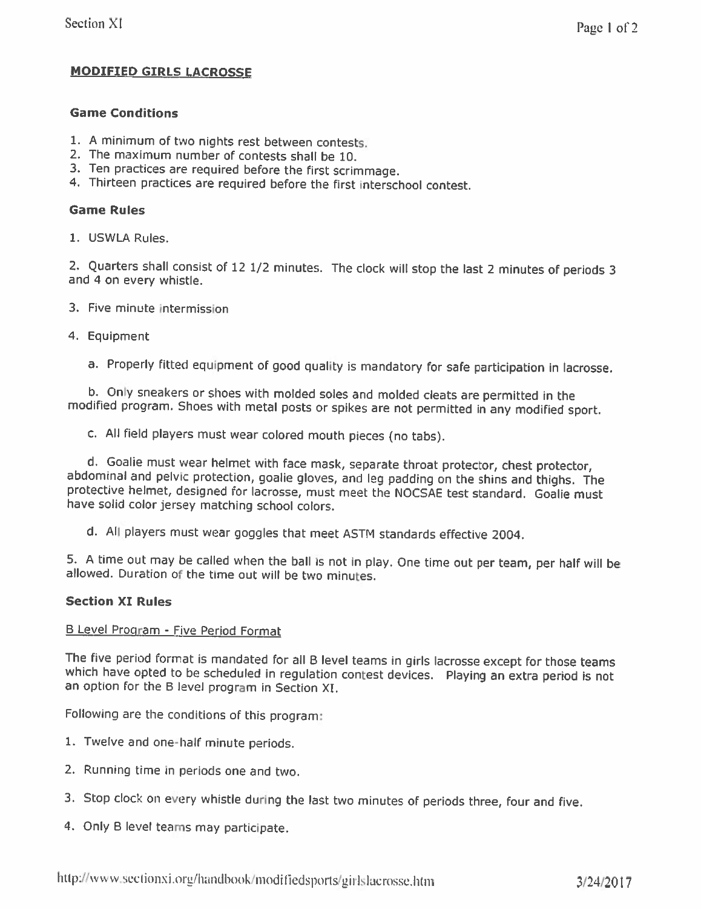## MODIFIED GIRLS LACROSSE

### Game Conditions

1. A minimum of two nights rest between contests.
2. The maximum number of contests shall be 10.
3. Ten practices are required before the first scrimmage.
4. Thirteen practices are required before the first interschool contest.

### Game Rules

1. USWLA Rules.

2. Quarters shall consist of 12 1/2 minutes. The clock will stop the last 2 minutes of periods 3 and 4 on every whistle.

3. Five minute intermission

4. Equipment

    a. Properly fitted equipment of good quality is mandatory for safe participation in lacrosse.

    b. Only sneakers or shoes with molded soles and molded cleats are permitted in the modified program. Shoes with metal posts or spikes are not permitted in any modified sport.

    c. All field players must wear colored mouth pieces (no tabs).

    d. Goalie must wear helmet with face mask, separate throat protector, chest protector, abdominal and pelvic protection, goalie gloves, and leg padding on the shins and thighs. The protective helmet, designed for lacrosse, must meet the NOCSAE test standard. Goalie must have solid color jersey matching school colors.

    d. All players must wear goggles that meet ASTM standards effective 2004.

5. A time out may be called when the ball is not in play. One time out per team, per half will be allowed. Duration of the time out will be two minutes.

### Section XI Rules

B Level Program - Five Period Format

The five period format is mandated for all B level teams in girls lacrosse except for those teams which have opted to be scheduled in regulation contest devices. Playing an extra period is not an option for the B level program in Section XI.

Following are the conditions of this program:

1. Twelve and one-half minute periods.

2. Running time in periods one and two.

3. Stop clock on every whistle during the last two minutes of periods three, four and five.

4. Only B level teams may participate.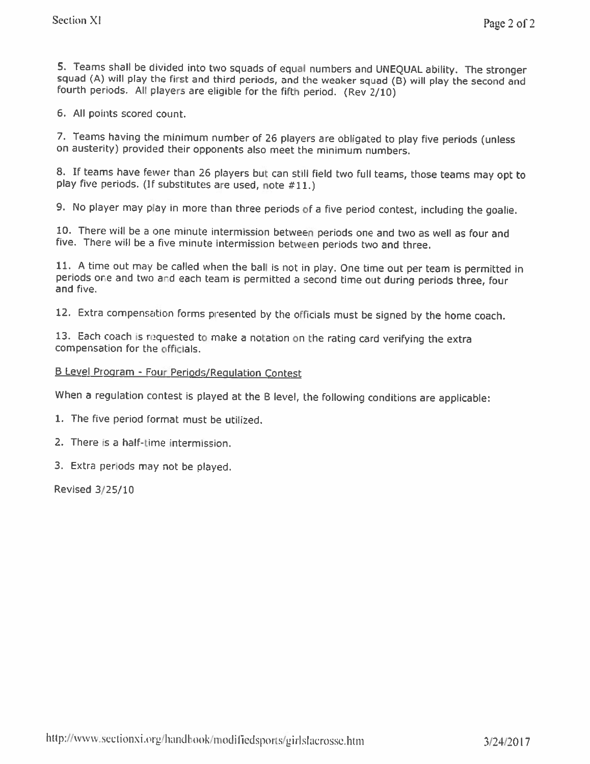5. Teams shall be divided into two squads of equal numbers and UNEQUAL ability. The stronger squad (A) will play the first and third periods, and the weaker squad (B) will play the second and fourth periods. All players are eligible for the fifth period. (Rev 2/10)

6. All points scored count.

7. Teams having the minimum number of 26 players are obligated to play five periods (unless on austerity) provided their opponents also meet the minimum numbers.

8. If teams have fewer than 26 players but can still field two full teams, those teams may opt to play five periods. (If substitutes are used, note #11.)

9. No player may play in more than three periods of a five period contest, including the goalie.

10. There will be a one minute intermission between periods one and two as well as four and five. There will be a five minute intermission between periods two and three.

11. A time out may be called when the ball is not in play. One time out per team is permitted in periods one and two and each team is permitted a second time out during periods three, four and five.

12. Extra compensation forms presented by the officials must be signed by the home coach.

13. Each coach is requested to make a notation on the rating card verifying the extra compensation for the officials.

<u>B Level Program - Four Periods/Regulation Contest</u>

When a regulation contest is played at the B level, the following conditions are applicable:

1. The five period format must be utilized.

2. There is a half-time intermission.

3. Extra periods may not be played.

Revised 3/25/10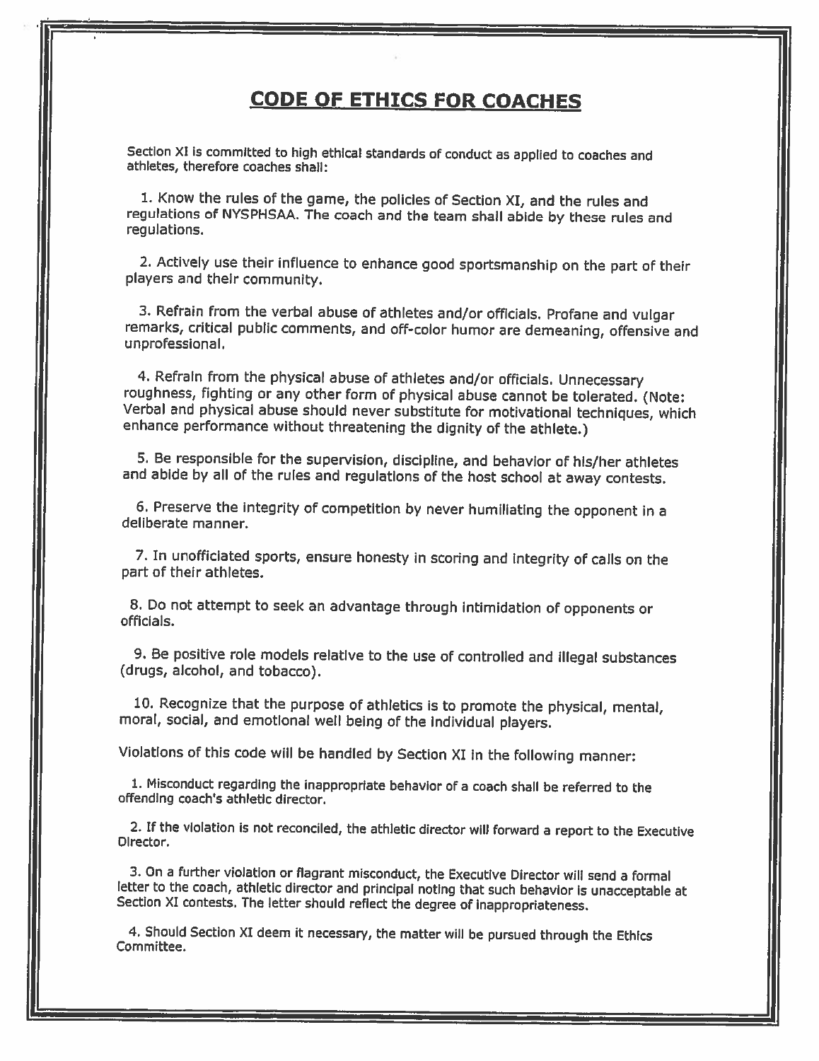# CODE OF ETHICS FOR COACHES

Section XI is committed to high ethical standards of conduct as applied to coaches and athletes, therefore coaches shall:

1. Know the rules of the game, the policies of Section XI, and the rules and regulations of NYSPHSAA. The coach and the team shall abide by these rules and regulations.

2. Actively use their influence to enhance good sportsmanship on the part of their players and their community.

3. Refrain from the verbal abuse of athletes and/or officials. Profane and vulgar remarks, critical public comments, and off-color humor are demeaning, offensive and unprofessional.

4. Refrain from the physical abuse of athletes and/or officials. Unnecessary roughness, fighting or any other form of physical abuse cannot be tolerated. (Note: Verbal and physical abuse should never substitute for motivational techniques, which enhance performance without threatening the dignity of the athlete.)

5. Be responsible for the supervision, discipline, and behavior of his/her athletes and abide by all of the rules and regulations of the host school at away contests.

6. Preserve the integrity of competition by never humiliating the opponent in a deliberate manner.

7. In unofficiated sports, ensure honesty in scoring and integrity of calls on the part of their athletes.

8. Do not attempt to seek an advantage through intimidation of opponents or officials.

9. Be positive role models relative to the use of controlled and illegal substances (drugs, alcohol, and tobacco).

10. Recognize that the purpose of athletics is to promote the physical, mental, moral, social, and emotional well being of the individual players.

Violations of this code will be handled by Section XI in the following manner:

1. Misconduct regarding the inappropriate behavior of a coach shall be referred to the offending coach's athletic director.

2. If the violation is not reconciled, the athletic director will forward a report to the Executive Director.

3. On a further violation or flagrant misconduct, the Executive Director will send a formal letter to the coach, athletic director and principal noting that such behavior is unacceptable at Section XI contests. The letter should reflect the degree of inappropriateness.

4. Should Section XI deem it necessary, the matter will be pursued through the Ethics Committee.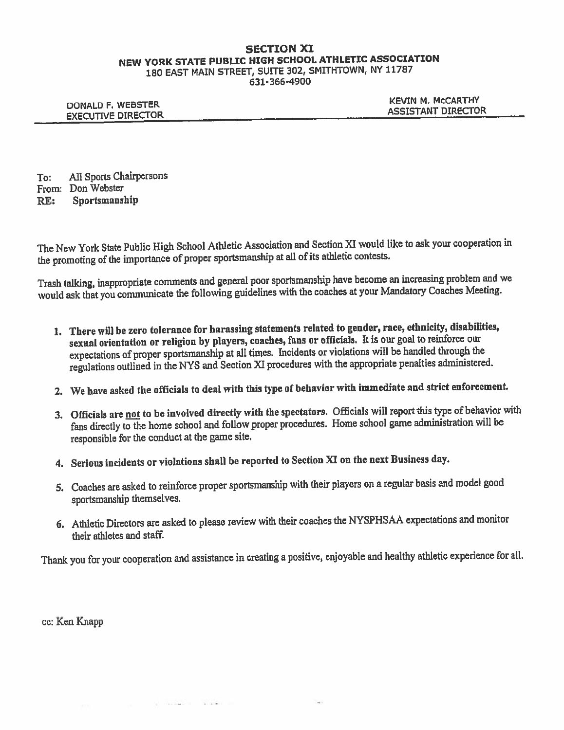# SECTION XI

## NEW YORK STATE PUBLIC HIGH SCHOOL ATHLETIC ASSOCIATION

180 EAST MAIN STREET, SUITE 302, SMITHTOWN, NY 11787

631-366-4900

DONALD F. WEBSTER
EXECUTIVE DIRECTOR

KEVIN M. McCARTHY
ASSISTANT DIRECTOR

To: All Sports Chairpersons
From: Don Webster
**RE: Sportsmanship**

The New York State Public High School Athletic Association and Section XI would like to ask your cooperation in the promoting of the importance of proper sportsmanship at all of its athletic contests.

Trash talking, inappropriate comments and general poor sportsmanship have become an increasing problem and we would ask that you communicate the following guidelines with the coaches at your Mandatory Coaches Meeting.

1. **There will be zero tolerance for harassing statements related to gender, race, ethnicity, disabilities, sexual orientation or religion by players, coaches, fans or officials.** It is our goal to reinforce our expectations of proper sportsmanship at all times. Incidents or violations will be handled through the regulations outlined in the NYS and Section XI procedures with the appropriate penalties administered.
2. **We have asked the officials to deal with this type of behavior with immediate and strict enforcement.**
3. **Officials are <u>not</u> to be involved directly with the spectators.** Officials will report this type of behavior with fans directly to the home school and follow proper procedures. Home school game administration will be responsible for the conduct at the game site.
4. **Serious incidents or violations shall be reported to Section XI on the next Business day.**
5. Coaches are asked to reinforce proper sportsmanship with their players on a regular basis and model good sportsmanship themselves.
6. Athletic Directors are asked to please review with their coaches the NYSPHSAA expectations and monitor their athletes and staff.

Thank you for your cooperation and assistance in creating a positive, enjoyable and healthy athletic experience for all.

cc: Ken Knapp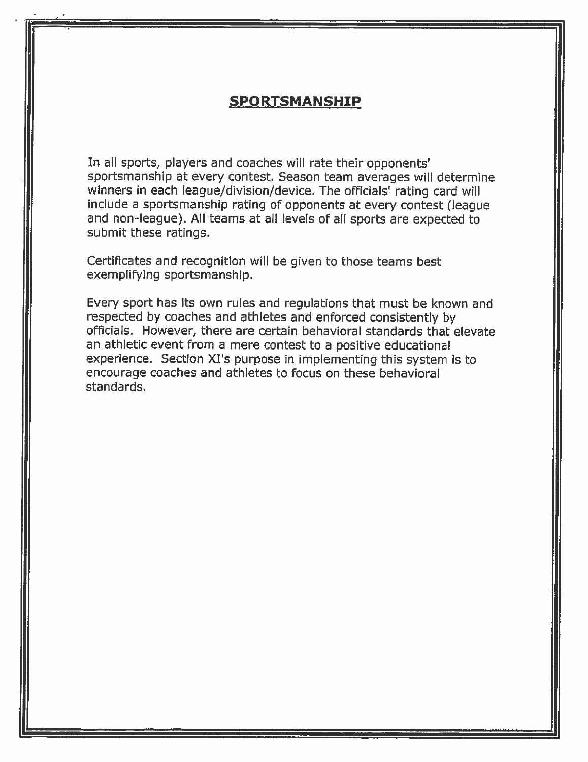## SPORTSMANSHIP

In all sports, players and coaches will rate their opponents' sportsmanship at every contest. Season team averages will determine winners in each league/division/device. The officials' rating card will include a sportsmanship rating of opponents at every contest (league and non-league). All teams at all levels of all sports are expected to submit these ratings.

Certificates and recognition will be given to those teams best exemplifying sportsmanship.

Every sport has its own rules and regulations that must be known and respected by coaches and athletes and enforced consistently by officials. However, there are certain behavioral standards that elevate an athletic event from a mere contest to a positive educational experience. Section XI's purpose in implementing this system is to encourage coaches and athletes to focus on these behavioral standards.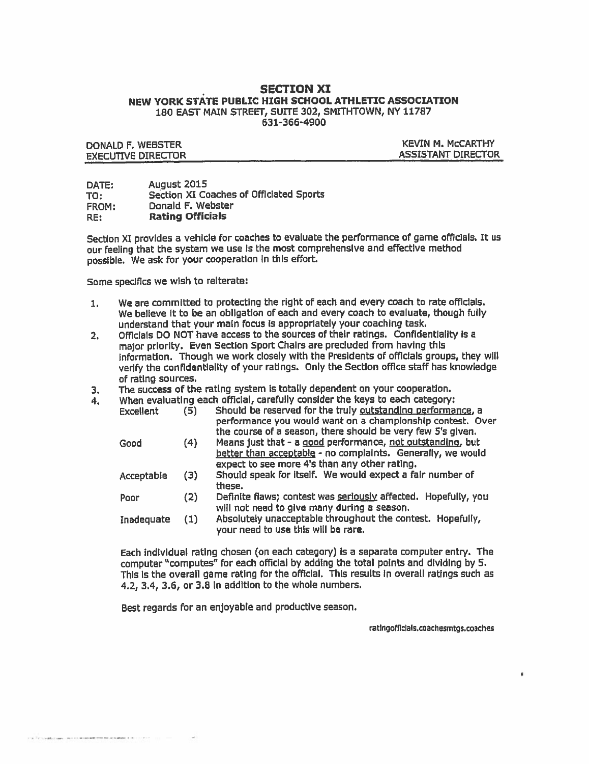# SECTION XI

## NEW YORK STATE PUBLIC HIGH SCHOOL ATHLETIC ASSOCIATION

180 EAST MAIN STREET, SUITE 302, SMITHTOWN, NY 11787
631-366-4900

DONALD F. WEBSTER
EXECUTIVE DIRECTOR

KEVIN M. McCARTHY
ASSISTANT DIRECTOR

DATE: August 2015
TO: Section XI Coaches of Officiated Sports
FROM: Donald F. Webster
RE: **Rating Officials**

Section XI provides a vehicle for coaches to evaluate the performance of game officials. It us our feeling that the system we use is the most comprehensive and effective method possible. We ask for your cooperation in this effort.

Some specifics we wish to reiterate:

1. We are committed to protecting the right of each and every coach to rate officials. We believe it to be an obligation of each and every coach to evaluate, though fully understand that your main focus is appropriately your coaching task.
2. Officials DO NOT have access to the sources of their ratings. Confidentiality is a major priority. Even Section Sport Chairs are precluded from having this information. Though we work closely with the Presidents of officials groups, they will verify the confidentiality of your ratings. Only the Section office staff has knowledge of rating sources.
3. The success of the rating system is totally dependent on your cooperation.
4. When evaluating each official, carefully consider the keys to each category:

| | | |
|---|---|---|
| Excellent | (5) | Should be reserved for the truly <u>outstanding performance</u>, a performance you would want on a championship contest. Over the course of a season, there should be very few 5's given. |
| Good | (4) | Means just that - a <u>good</u> performance, <u>not outstanding</u>, but <u>better than acceptable</u> - no complaints. Generally, we would expect to see more 4's than any other rating. |
| Acceptable | (3) | Should speak for itself. We would expect a fair number of these. |
| Poor | (2) | Definite flaws; contest was <u>seriously</u> affected. Hopefully, you will not need to give many during a season. |
| Inadequate | (1) | Absolutely unacceptable throughout the contest. Hopefully, your need to use this will be rare. |

Each individual rating chosen (on each category) is a separate computer entry. The computer "computes" for each official by adding the total points and dividing by 5. This is the overall game rating for the official. This results in overall ratings such as 4.2, 3.4, 3.6, or 3.8 in addition to the whole numbers.

Best regards for an enjoyable and productive season.

ratingofficials.coachesmtgs.coaches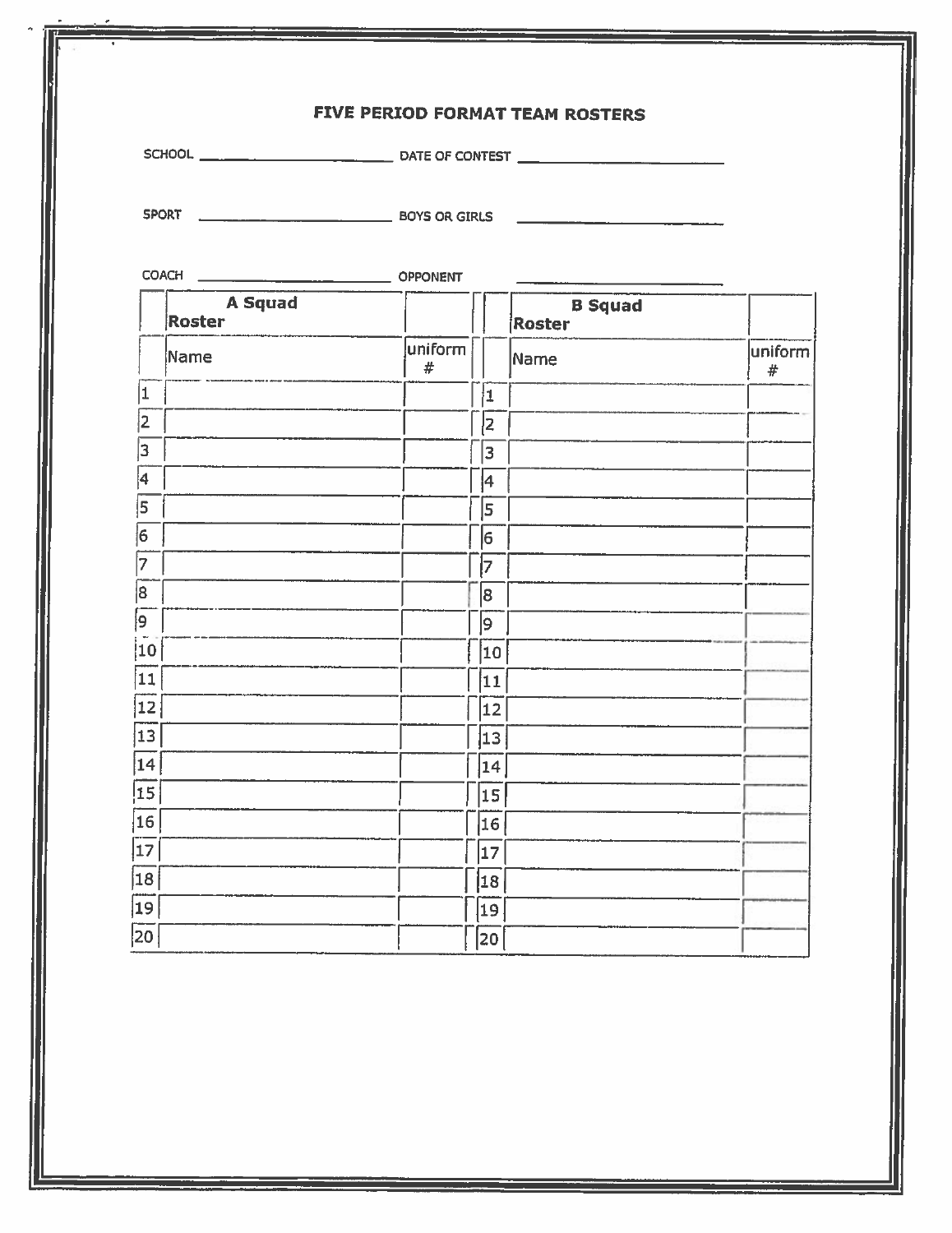# FIVE PERIOD FORMAT TEAM ROSTERS

SCHOOL ______________________ DATE OF CONTEST ______________________

SPORT ______________________ BOYS OR GIRLS ______________________

COACH ______________________ OPPONENT ______________________

| | A Squad Roster | | | | B Squad Roster | |
|---|---|---|---|---|---|---|
| | Name | uniform # | | | Name | uniform # |
| 1 | | | | 1 | | |
| 2 | | | | 2 | | |
| 3 | | | | 3 | | |
| 4 | | | | 4 | | |
| 5 | | | | 5 | | |
| 6 | | | | 6 | | |
| 7 | | | | 7 | | |
| 8 | | | | 8 | | |
| 9 | | | | 9 | | |
| 10 | | | | 10 | | |
| 11 | | | | 11 | | |
| 12 | | | | 12 | | |
| 13 | | | | 13 | | |
| 14 | | | | 14 | | |
| 15 | | | | 15 | | |
| 16 | | | | 16 | | |
| 17 | | | | 17 | | |
| 18 | | | | 18 | | |
| 19 | | | | 19 | | |
| 20 | | | | 20 | | |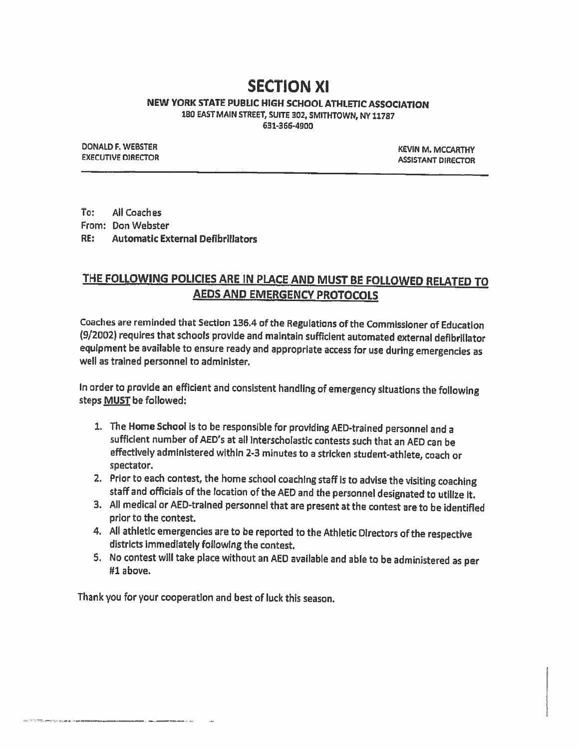# SECTION XI

**NEW YORK STATE PUBLIC HIGH SCHOOL ATHLETIC ASSOCIATION**

180 EAST MAIN STREET, SUITE 302, SMITHTOWN, NY 11787

631-366-4900

DONALD F. WEBSTER
EXECUTIVE DIRECTOR

KEVIN M. MCCARTHY
ASSISTANT DIRECTOR

To: All Coaches
From: Don Webster
**RE: Automatic External Defibrillators**

## THE FOLLOWING POLICIES ARE IN PLACE AND MUST BE FOLLOWED RELATED TO AEDS AND EMERGENCY PROTOCOLS

Coaches are reminded that Section 136.4 of the Regulations of the Commissioner of Education (9/2002) requires that schools provide and maintain sufficient automated external defibrillator equipment be available to ensure ready and appropriate access for use during emergencies as well as trained personnel to administer.

In order to provide an efficient and consistent handling of emergency situations the following steps **MUST** be followed:

1. The **Home School** is to be responsible for providing AED-trained personnel and a sufficient number of AED's at all interscholastic contests such that an AED can be effectively administered within 2-3 minutes to a stricken student-athlete, coach or spectator.
2. Prior to each contest, the home school coaching staff is to advise the visiting coaching staff and officials of the location of the AED and the personnel designated to utilize it.
3. All medical or AED-trained personnel that are present at the contest are to be identified prior to the contest.
4. All athletic emergencies are to be reported to the Athletic Directors of the respective districts immediately following the contest.
5. No contest will take place without an AED available and able to be administered as per #1 above.

Thank you for your cooperation and best of luck this season.